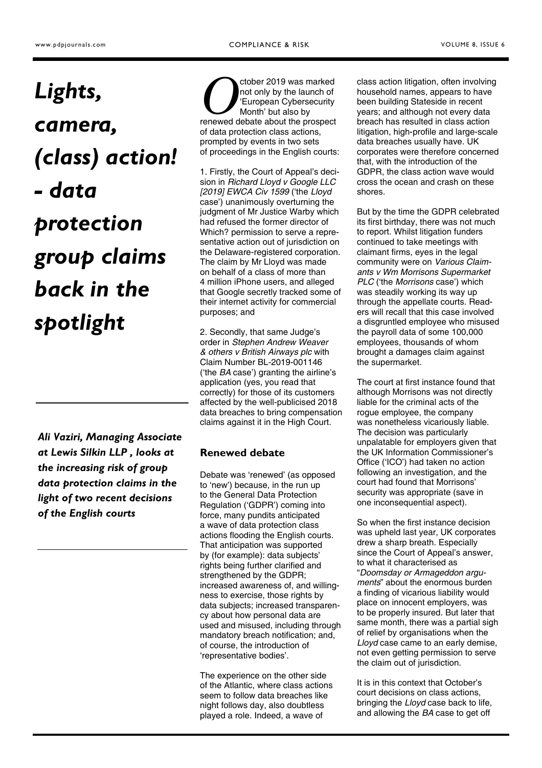# *Lights, camera, (class) action! - data protection group claims back in the spotlight*

*Ali Vaziri, Managing Associate at Lewis Silkin LLP , looks at the increasing risk of group data protection claims in the light of two recent decisions of the English courts*

October 2019 was marked not only by the launch of 'European Cybersecurity Month' but also by renewed debate about the prospect of data protection class actions, prompted by events in two sets of proceedings in the English courts:

1. Firstly, the Court of Appeal's decision in *Richard Lloyd v Google LLC [2019] EWCA Civ 1599* ('the *Lloyd* case') unanimously overturning the judgment of Mr Justice Warby which had refused the former director of Which? permission to serve a representative action out of jurisdiction on the Delaware-registered corporation. The claim by Mr Lloyd was made on behalf of a class of more than 4 million iPhone users, and alleged that Google secretly tracked some of their internet activity for commercial purposes; and

2. Secondly, that same Judge's order in *Stephen Andrew Weaver & others v British Airways plc* with Claim Number BL-2019-001146 ('the *BA* case') granting the airline's application (yes, you read that correctly) for those of its customers affected by the well-publicised 2018 data breaches to bring compensation claims against it in the High Court.

## Renewed debate

Debate was 'renewed' (as opposed to 'new') because, in the run up to the General Data Protection Regulation ('GDPR') coming into force, many pundits anticipated a wave of data protection class actions flooding the English courts. That anticipation was supported by (for example): data subjects' rights being further clarified and strengthened by the GDPR; increased awareness of, and willingness to exercise, those rights by data subjects; increased transparency about how personal data are used and misused, including through mandatory breach notification; and, of course, the introduction of 'representative bodies'.

The experience on the other side of the Atlantic, where class actions seem to follow data breaches like night follows day, also doubtless played a role. Indeed, a wave of class action litigation, often involving household names, appears to have been building Stateside in recent years; and although not every data breach has resulted in class action litigation, high-profile and large-scale data breaches usually have. UK corporates were therefore concerned that, with the introduction of the GDPR, the class action wave would cross the ocean and crash on these shores.

But by the time the GDPR celebrated its first birthday, there was not much to report. Whilst litigation funders continued to take meetings with claimant firms, eyes in the legal community were on *Various Claimants v Wm Morrisons Supermarket PLC* ('the *Morrisons* case') which was steadily working its way up through the appellate courts. Readers will recall that this case involved a disgruntled employee who misused the payroll data of some 100,000 employees, thousands of whom brought a damages claim against the supermarket.

The court at first instance found that although Morrisons was not directly liable for the criminal acts of the rogue employee, the company was nonetheless vicariously liable. The decision was particularly unpalatable for employers given that the UK Information Commissioner's Office ('ICO') had taken no action following an investigation, and the court had found that Morrisons' security was appropriate (save in one inconsequential aspect).

So when the first instance decision was upheld last year, UK corporates drew a sharp breath. Especially since the Court of Appeal's answer, to what it characterised as "*Doomsday or Armageddon arguments*" about the enormous burden a finding of vicarious liability would place on innocent employers, was to be properly insured. But later that same month, there was a partial sigh of relief by organisations when the *Lloyd* case came to an early demise, not even getting permission to serve the claim out of jurisdiction.

It is in this context that October's court decisions on class actions, bringing the *Lloyd* case back to life, and allowing the *BA* case to get off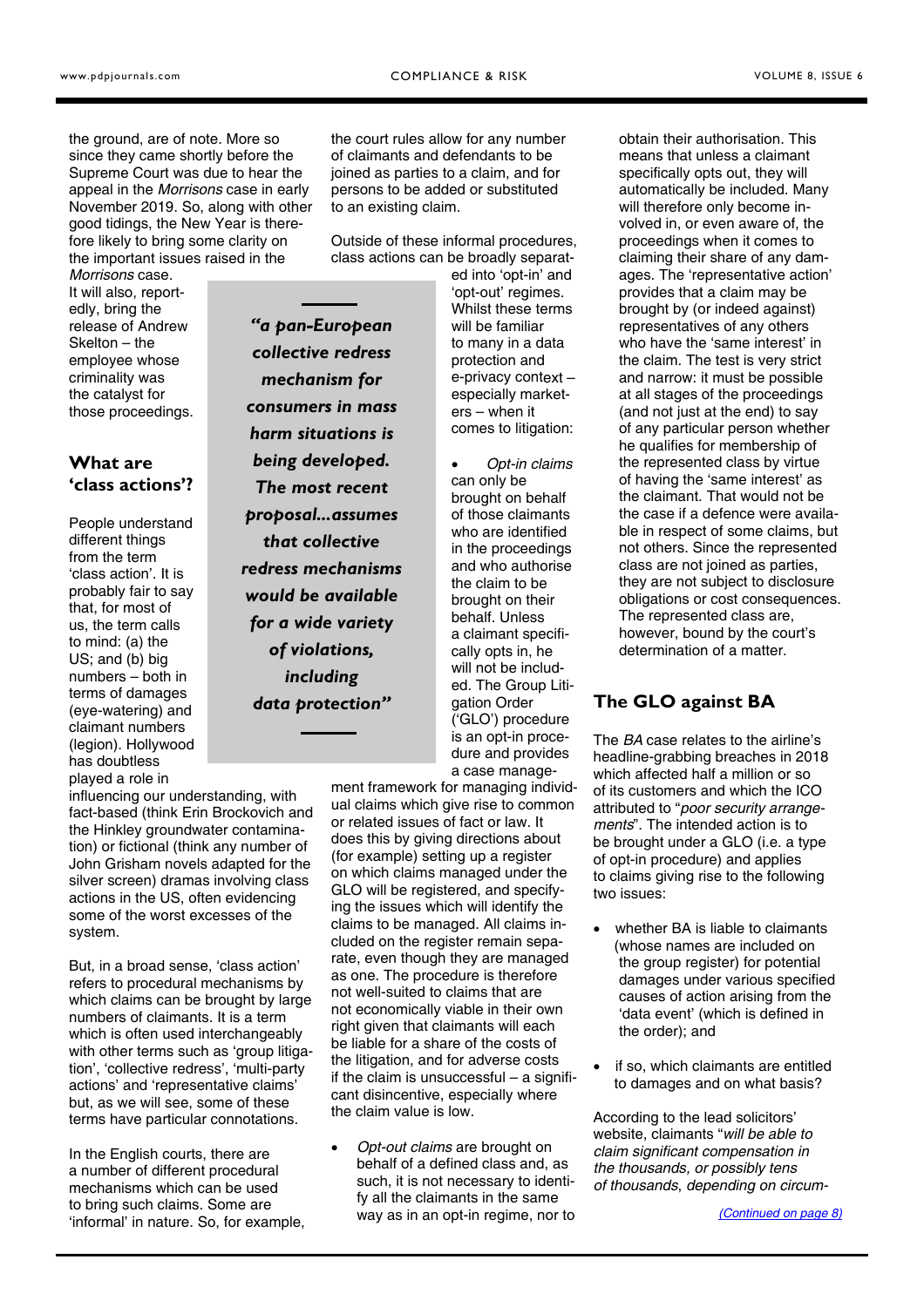the ground, are of note. More so since they came shortly before the Supreme Court was due to hear the appeal in the *Morrisons* case in early November 2019. So, along with other good tidings, the New Year is therefore likely to bring some clarity on the important issues raised in the *Morrisons* case. It will also, reportedly, bring the release of Andrew Skelton – the employee whose criminality was the catalyst for those proceedings.

## What are 'class actions'?

People understand different things from the term 'class action'. It is probably fair to say that, for most of us, the term calls to mind: (a) the US; and (b) big numbers – both in terms of damages (eye-watering) and claimant numbers (legion). Hollywood has doubtless played a role in influencing our understanding, with fact-based (think Erin Brockovich and the Hinkley groundwater contamination) or fictional (think any number of John Grisham novels adapted for the silver screen) dramas involving class actions in the US, often evidencing some of the worst excesses of the system.

But, in a broad sense, 'class action' refers to procedural mechanisms by which claims can be brought by large numbers of claimants. It is a term which is often used interchangeably with other terms such as 'group litigation', 'collective redress', 'multi-party actions' and 'representative claims' but, as we will see, some of these terms have particular connotations.

In the English courts, there are a number of different procedural mechanisms which can be used to bring such claims. Some are 'informal' in nature. So, for example, the court rules allow for any number of claimants and defendants to be joined as parties to a claim, and for persons to be added or substituted to an existing claim.

> ***"a pan-European collective redress mechanism for consumers in mass harm situations is being developed. The most recent proposal...assumes that collective redress mechanisms would be available for a wide variety of violations, including data protection"***

Outside of these informal procedures, class actions can be broadly separated into 'opt-in' and 'opt-out' regimes. Whilst these terms will be familiar to many in a data protection and e-privacy context – especially marketers – when it comes to litigation:

- *Opt-in claims* can only be brought on behalf of those claimants who are identified in the proceedings and who authorise the claim to be brought on their behalf. Unless a claimant specifically opts in, he will not be included. The Group Litigation Order ('GLO') procedure is an opt-in procedure and provides a case management framework for managing individual claims which give rise to common or related issues of fact or law. It does this by giving directions about (for example) setting up a register on which claims managed under the GLO will be registered, and specifying the issues which will identify the claims to be managed. All claims included on the register remain separate, even though they are managed as one. The procedure is therefore not well-suited to claims that are not economically viable in their own right given that claimants will each be liable for a share of the costs of the litigation, and for adverse costs if the claim is unsuccessful – a significant disincentive, especially where the claim value is low.

- *Opt-out claims* are brought on behalf of a defined class and, as such, it is not necessary to identify all the claimants in the same way as in an opt-in regime, nor to obtain their authorisation. This means that unless a claimant specifically opts out, they will automatically be included. Many will therefore only become involved in, or even aware of, the proceedings when it comes to claiming their share of any damages. The 'representative action' provides that a claim may be brought by (or indeed against) representatives of any others who have the 'same interest' in the claim. The test is very strict and narrow: it must be possible at all stages of the proceedings (and not just at the end) to say of any particular person whether he qualifies for membership of the represented class by virtue of having the 'same interest' as the claimant. That would not be the case if a defence were available in respect of some claims, but not others. Since the represented class are not joined as parties, they are not subject to disclosure obligations or cost consequences. The represented class are, however, bound by the court's determination of a matter.

## The GLO against BA

The *BA* case relates to the airline's headline-grabbing breaches in 2018 which affected half a million or so of its customers and which the ICO attributed to "*poor security arrangements*". The intended action is to be brought under a GLO (i.e. a type of opt-in procedure) and applies to claims giving rise to the following two issues:

- whether BA is liable to claimants (whose names are included on the group register) for potential damages under various specified causes of action arising from the 'data event' (which is defined in the order); and

- if so, which claimants are entitled to damages and on what basis?

According to the lead solicitors' website, claimants "*will be able to claim significant compensation in the thousands, or possibly tens of thousands, depending on circum-*

(Continued on page 8)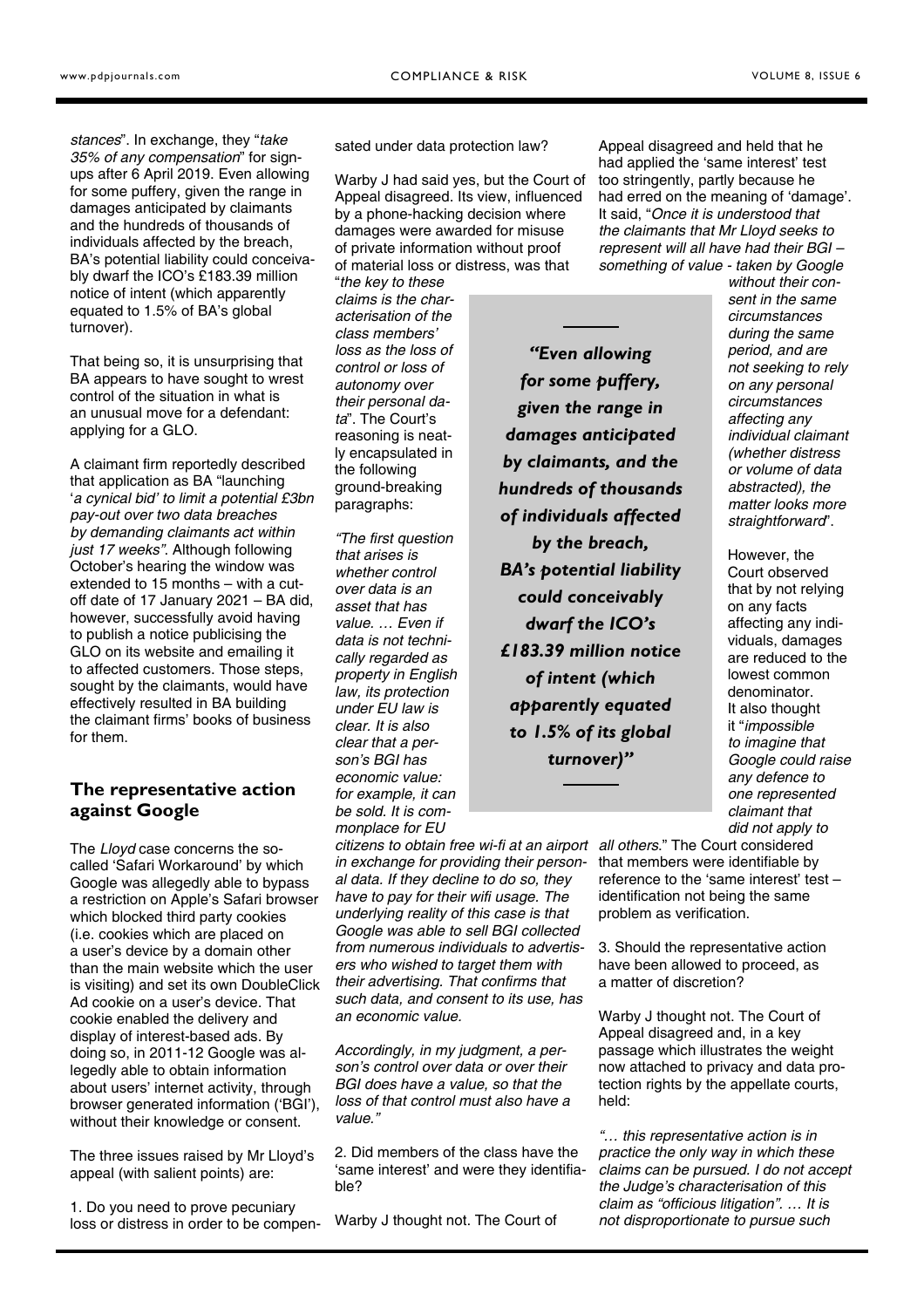*stances*". In exchange, they "*take 35% of any compensation*" for sign-ups after 6 April 2019. Even allowing for some puffery, given the range in damages anticipated by claimants and the hundreds of thousands of individuals affected by the breach, BA's potential liability could conceivably dwarf the ICO's £183.39 million notice of intent (which apparently equated to 1.5% of BA's global turnover).

That being so, it is unsurprising that BA appears to have sought to wrest control of the situation in what is an unusual move for a defendant: applying for a GLO.

A claimant firm reportedly described that application as BA "launching '*a cynical bid' to limit a potential £3bn pay-out over two data breaches by demanding claimants act within just 17 weeks"*. Although following October's hearing the window was extended to 15 months – with a cut-off date of 17 January 2021 – BA did, however, successfully avoid having to publish a notice publicising the GLO on its website and emailing it to affected customers. Those steps, sought by the claimants, would have effectively resulted in BA building the claimant firms' books of business for them.

## The representative action against Google

The *Lloyd* case concerns the so-called 'Safari Workaround' by which Google was allegedly able to bypass a restriction on Apple's Safari browser which blocked third party cookies (i.e. cookies which are placed on a user's device by a domain other than the main website which the user is visiting) and set its own DoubleClick Ad cookie on a user's device. That cookie enabled the delivery and display of interest-based ads. By doing so, in 2011-12 Google was allegedly able to obtain information about users' internet activity, through browser generated information ('BGI'), without their knowledge or consent.

The three issues raised by Mr Lloyd's appeal (with salient points) are:

1. Do you need to prove pecuniary loss or distress in order to be compensated under data protection law?

Warby J had said yes, but the Court of Appeal disagreed. Its view, influenced by a phone-hacking decision where damages were awarded for misuse of private information without proof of material loss or distress, was that "*the key to these claims is the characterisation of the class members' loss as the loss of control or loss of autonomy over their personal data*". The Court's reasoning is neatly encapsulated in the following ground-breaking paragraphs:

*"The first question that arises is whether control over data is an asset that has value. … Even if data is not technically regarded as property in English law, its protection under EU law is clear. It is also clear that a person's BGI has economic value: for example, it can be sold. It is commonplace for EU citizens to obtain free wi-fi at an airport in exchange for providing their personal data. If they decline to do so, they have to pay for their wifi usage. The underlying reality of this case is that Google was able to sell BGI collected from numerous individuals to advertisers who wished to target them with their advertising. That confirms that such data, and consent to its use, has an economic value.*

*Accordingly, in my judgment, a person's control over data or over their BGI does have a value, so that the loss of that control must also have a value."*

2. Did members of the class have the 'same interest' and were they identifiable?

Warby J thought not. The Court of Appeal disagreed and held that he had applied the 'same interest' test too stringently, partly because he had erred on the meaning of 'damage'. It said, "*Once it is understood that the claimants that Mr Lloyd seeks to represent will all have had their BGI – something of value - taken by Google without their consent in the same circumstances during the same period, and are not seeking to rely on any personal circumstances affecting any individual claimant (whether distress or volume of data abstracted), the matter looks more straightforward*".

However, the Court observed that by not relying on any facts affecting any individuals, damages are reduced to the lowest common denominator. It also thought it "*impossible to imagine that Google could raise any defence to one represented claimant that did not apply to all others.*" The Court considered that members were identifiable by reference to the 'same interest' test – identification not being the same problem as verification.

3. Should the representative action have been allowed to proceed, as a matter of discretion?

Warby J thought not. The Court of Appeal disagreed and, in a key passage which illustrates the weight now attached to privacy and data protection rights by the appellate courts, held:

*"… this representative action is in practice the only way in which these claims can be pursued. I do not accept the Judge's characterisation of this claim as "officious litigation". … It is not disproportionate to pursue such*

> ***"Even allowing for some puffery, given the range in damages anticipated by claimants, and the hundreds of thousands of individuals affected by the breach, BA's potential liability could conceivably dwarf the ICO's £183.39 million notice of intent (which apparently equated to 1.5% of its global turnover)"***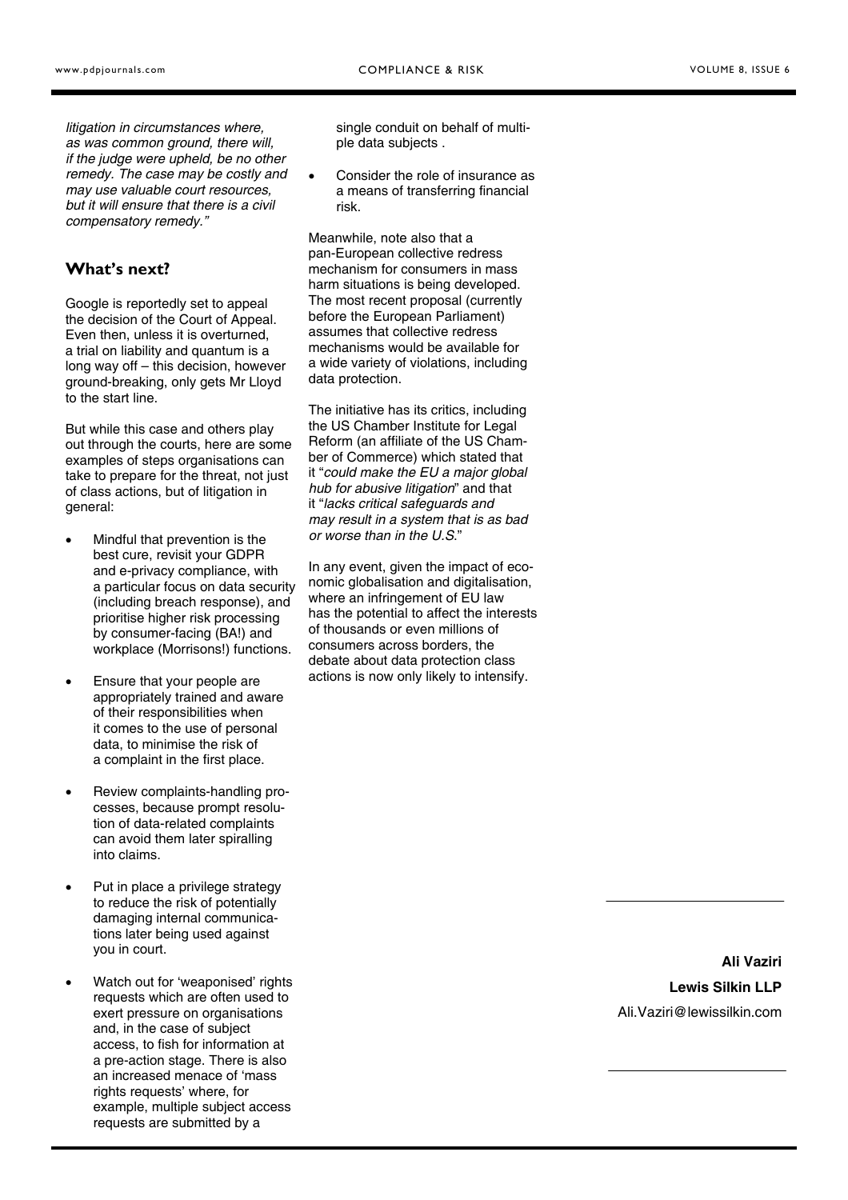*litigation in circumstances where, as was common ground, there will, if the judge were upheld, be no other remedy. The case may be costly and may use valuable court resources, but it will ensure that there is a civil compensatory remedy."*

## What's next?

Google is reportedly set to appeal the decision of the Court of Appeal. Even then, unless it is overturned, a trial on liability and quantum is a long way off – this decision, however ground-breaking, only gets Mr Lloyd to the start line.

But while this case and others play out through the courts, here are some examples of steps organisations can take to prepare for the threat, not just of class actions, but of litigation in general:

- Mindful that prevention is the best cure, revisit your GDPR and e-privacy compliance, with a particular focus on data security (including breach response), and prioritise higher risk processing by consumer-facing (BA!) and workplace (Morrisons!) functions.
- Ensure that your people are appropriately trained and aware of their responsibilities when it comes to the use of personal data, to minimise the risk of a complaint in the first place.
- Review complaints-handling processes, because prompt resolution of data-related complaints can avoid them later spiralling into claims.
- Put in place a privilege strategy to reduce the risk of potentially damaging internal communications later being used against you in court.
- Watch out for 'weaponised' rights requests which are often used to exert pressure on organisations and, in the case of subject access, to fish for information at a pre-action stage. There is also an increased menace of 'mass rights requests' where, for example, multiple subject access requests are submitted by a single conduit on behalf of multiple data subjects .
- Consider the role of insurance as a means of transferring financial risk.

Meanwhile, note also that a pan-European collective redress mechanism for consumers in mass harm situations is being developed. The most recent proposal (currently before the European Parliament) assumes that collective redress mechanisms would be available for a wide variety of violations, including data protection.

The initiative has its critics, including the US Chamber Institute for Legal Reform (an affiliate of the US Chamber of Commerce) which stated that it "*could make the EU a major global hub for abusive litigation*" and that it "*lacks critical safeguards and may result in a system that is as bad or worse than in the U.S.*"

In any event, given the impact of economic globalisation and digitalisation, where an infringement of EU law has the potential to affect the interests of thousands or even millions of consumers across borders, the debate about data protection class actions is now only likely to intensify.

**Ali Vaziri**

**Lewis Silkin LLP**

Ali.Vaziri@lewissilkin.com